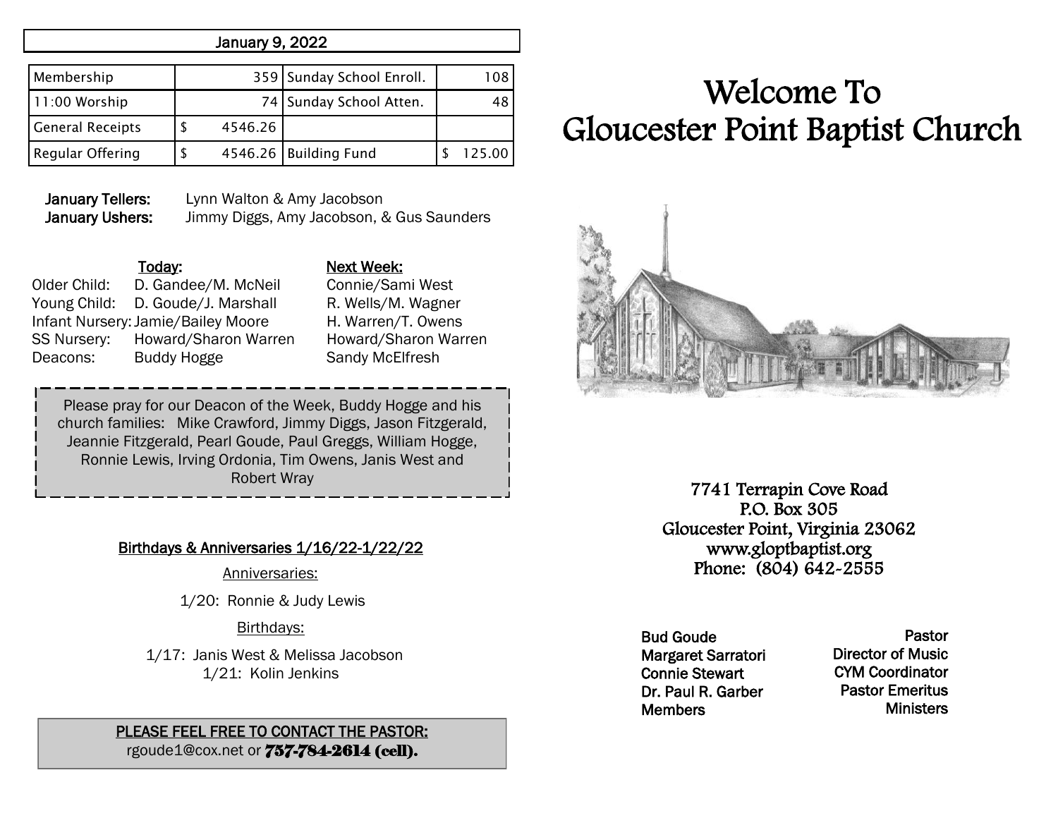## January 9, 2022

| Membership | 359 | Sunday School Enroll. | 108 |
|---|---|---|---|
| 11:00 Worship | 74 | Sunday School Atten. | 48 |
| General Receipts | $ 4546.26 | | |
| Regular Offering | $ 4546.26 | Building Fund | $ 125.00 |

**January Tellers:** Lynn Walton & Amy Jacobson
**January Ushers:** Jimmy Diggs, Amy Jacobson, & Gus Saunders

| | Today: | Next Week: |
|---|---|---|
| Older Child: | D. Gandee/M. McNeil | Connie/Sami West |
| Young Child: | D. Goude/J. Marshall | R. Wells/M. Wagner |
| Infant Nursery: | Jamie/Bailey Moore | H. Warren/T. Owens |
| SS Nursery: | Howard/Sharon Warren | Howard/Sharon Warren |
| Deacons: | Buddy Hogge | Sandy McElfresh |

Please pray for our Deacon of the Week, Buddy Hogge and his church families: Mike Crawford, Jimmy Diggs, Jason Fitzgerald, Jeannie Fitzgerald, Pearl Goude, Paul Greggs, William Hogge, Ronnie Lewis, Irving Ordonia, Tim Owens, Janis West and Robert Wray

### Birthdays & Anniversaries 1/16/22-1/22/22

Anniversaries:

1/20: Ronnie & Judy Lewis

Birthdays:

1/17: Janis West & Melissa Jacobson
1/21: Kolin Jenkins

**PLEASE FEEL FREE TO CONTACT THE PASTOR:**
rgoude1@cox.net or **757-784-2614 (cell).**

# Welcome To Gloucester Point Baptist Church

7741 Terrapin Cove Road
P.O. Box 305
Gloucester Point, Virginia 23062
www.gloptbaptist.org
Phone: (804) 642-2555

| | |
|---|---|
| Bud Goude | Pastor |
| Margaret Sarratori | Director of Music |
| Connie Stewart | CYM Coordinator |
| Dr. Paul R. Garber | Pastor Emeritus |
| Members | Ministers |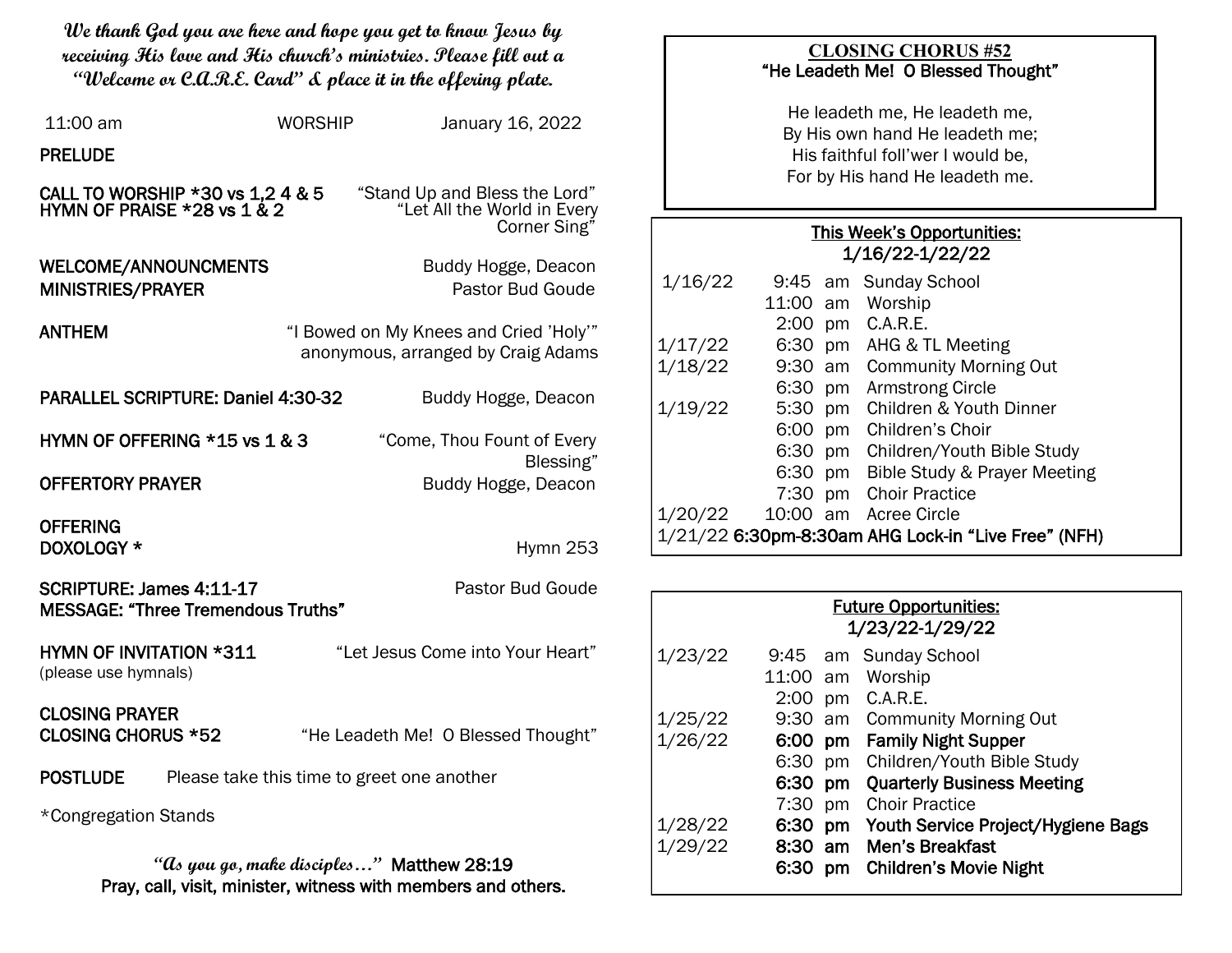***We thank God you are here and hope you get to know Jesus by receiving His love and His church's ministries. Please fill out a "Welcome or C.A.R.E. Card" & place it in the offering plate.***

11:00 am WORSHIP January 16, 2022

**PRELUDE**

**CALL TO WORSHIP *30 vs 1,2 4 & 5** "Stand Up and Bless the Lord"
**HYMN OF PRAISE *28 vs 1 & 2** "Let All the World in Every Corner Sing"

**WELCOME/ANNOUNCMENTS** Buddy Hogge, Deacon
**MINISTRIES/PRAYER** Pastor Bud Goude

**ANTHEM** "I Bowed on My Knees and Cried 'Holy'" anonymous, arranged by Craig Adams

**PARALLEL SCRIPTURE: Daniel 4:30-32** Buddy Hogge, Deacon

**HYMN OF OFFERING *15 vs 1 & 3** "Come, Thou Fount of Every Blessing"
**OFFERTORY PRAYER** Buddy Hogge, Deacon

**OFFERING**
**DOXOLOGY *** Hymn 253

**SCRIPTURE: James 4:11-17** Pastor Bud Goude
**MESSAGE: "Three Tremendous Truths"**

**HYMN OF INVITATION *311** "Let Jesus Come into Your Heart"
(please use hymnals)

**CLOSING PRAYER**
**CLOSING CHORUS *52** "He Leadeth Me! O Blessed Thought"

**POSTLUDE** Please take this time to greet one another

*Congregation Stands

***"As you go, make disciples…"*** **Matthew 28:19**
**Pray, call, visit, minister, witness with members and others.**

**CLOSING CHORUS #52**
"He Leadeth Me! O Blessed Thought"

He leadeth me, He leadeth me,
By His own hand He leadeth me;
His faithful foll'wer I would be,
For by His hand He leadeth me.

**This Week's Opportunities:**
**1/16/22-1/22/22**

| | | | |
|---|---|---|---|
| 1/16/22 | 9:45 | am | Sunday School |
| | 11:00 | am | Worship |
| | 2:00 | pm | C.A.R.E. |
| 1/17/22 | 6:30 | pm | AHG & TL Meeting |
| 1/18/22 | 9:30 | am | Community Morning Out |
| | 6:30 | pm | Armstrong Circle |
| 1/19/22 | 5:30 | pm | Children & Youth Dinner |
| | 6:00 | pm | Children's Choir |
| | 6:30 | pm | Children/Youth Bible Study |
| | 6:30 | pm | Bible Study & Prayer Meeting |
| | 7:30 | pm | Choir Practice |
| 1/20/22 | 10:00 | am | Acree Circle |
| 1/21/22 | **6:30pm-8:30am** | | **AHG Lock-in "Live Free" (NFH)** |

**Future Opportunities:**
**1/23/22-1/29/22**

| | | | |
|---|---|---|---|
| 1/23/22 | 9:45 | am | Sunday School |
| | 11:00 | am | Worship |
| | 2:00 | pm | C.A.R.E. |
| 1/25/22 | 9:30 | am | Community Morning Out |
| 1/26/22 | **6:00** | **pm** | **Family Night Supper** |
| | 6:30 | pm | Children/Youth Bible Study |
| | **6:30** | **pm** | **Quarterly Business Meeting** |
| | 7:30 | pm | Choir Practice |
| 1/28/22 | **6:30** | **pm** | **Youth Service Project/Hygiene Bags** |
| 1/29/22 | **8:30** | **am** | **Men's Breakfast** |
| | **6:30** | **pm** | **Children's Movie Night** |